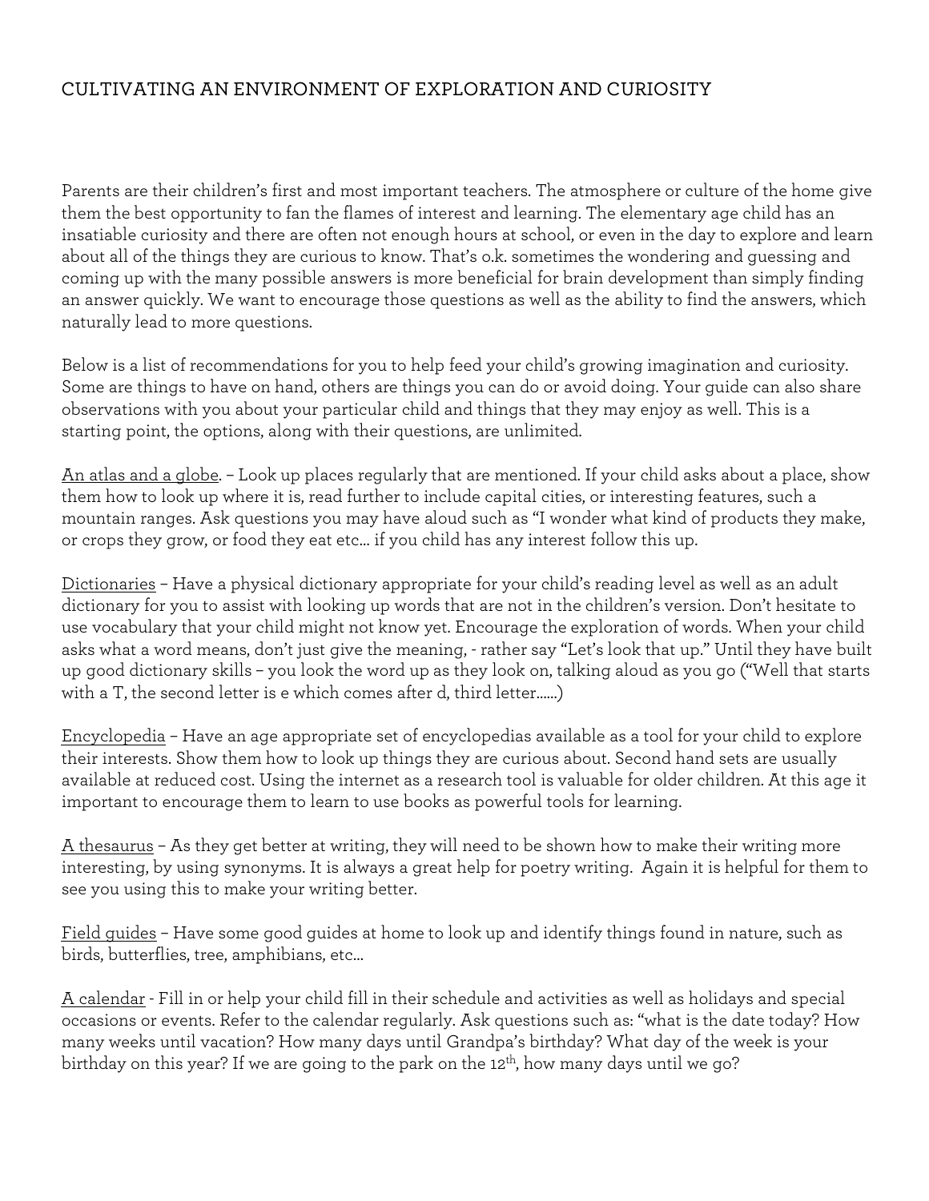# CULTIVATING AN ENVIRONMENT OF EXPLORATION AND CURIOSITY

Parents are their children's first and most important teachers. The atmosphere or culture of the home give them the best opportunity to fan the flames of interest and learning. The elementary age child has an insatiable curiosity and there are often not enough hours at school, or even in the day to explore and learn about all of the things they are curious to know. That's o.k. sometimes the wondering and guessing and coming up with the many possible answers is more beneficial for brain development than simply finding an answer quickly. We want to encourage those questions as well as the ability to find the answers, which naturally lead to more questions.

Below is a list of recommendations for you to help feed your child's growing imagination and curiosity. Some are things to have on hand, others are things you can do or avoid doing. Your guide can also share observations with you about your particular child and things that they may enjoy as well. This is a starting point, the options, along with their questions, are unlimited.

<u>An atlas and a globe</u>. – Look up places regularly that are mentioned. If your child asks about a place, show them how to look up where it is, read further to include capital cities, or interesting features, such a mountain ranges. Ask questions you may have aloud such as "I wonder what kind of products they make, or crops they grow, or food they eat etc… if you child has any interest follow this up.

<u>Dictionaries</u> – Have a physical dictionary appropriate for your child's reading level as well as an adult dictionary for you to assist with looking up words that are not in the children's version. Don't hesitate to use vocabulary that your child might not know yet. Encourage the exploration of words. When your child asks what a word means, don't just give the meaning, - rather say "Let's look that up." Until they have built up good dictionary skills – you look the word up as they look on, talking aloud as you go ("Well that starts with a T, the second letter is e which comes after d, third letter……)

<u>Encyclopedia</u> – Have an age appropriate set of encyclopedias available as a tool for your child to explore their interests. Show them how to look up things they are curious about. Second hand sets are usually available at reduced cost. Using the internet as a research tool is valuable for older children. At this age it important to encourage them to learn to use books as powerful tools for learning.

<u>A thesaurus</u> – As they get better at writing, they will need to be shown how to make their writing more interesting, by using synonyms. It is always a great help for poetry writing. Again it is helpful for them to see you using this to make your writing better.

<u>Field guides</u> – Have some good guides at home to look up and identify things found in nature, such as birds, butterflies, tree, amphibians, etc…

<u>A calendar</u> - Fill in or help your child fill in their schedule and activities as well as holidays and special occasions or events. Refer to the calendar regularly. Ask questions such as: "what is the date today? How many weeks until vacation? How many days until Grandpa's birthday? What day of the week is your birthday on this year? If we are going to the park on the 12th, how many days until we go?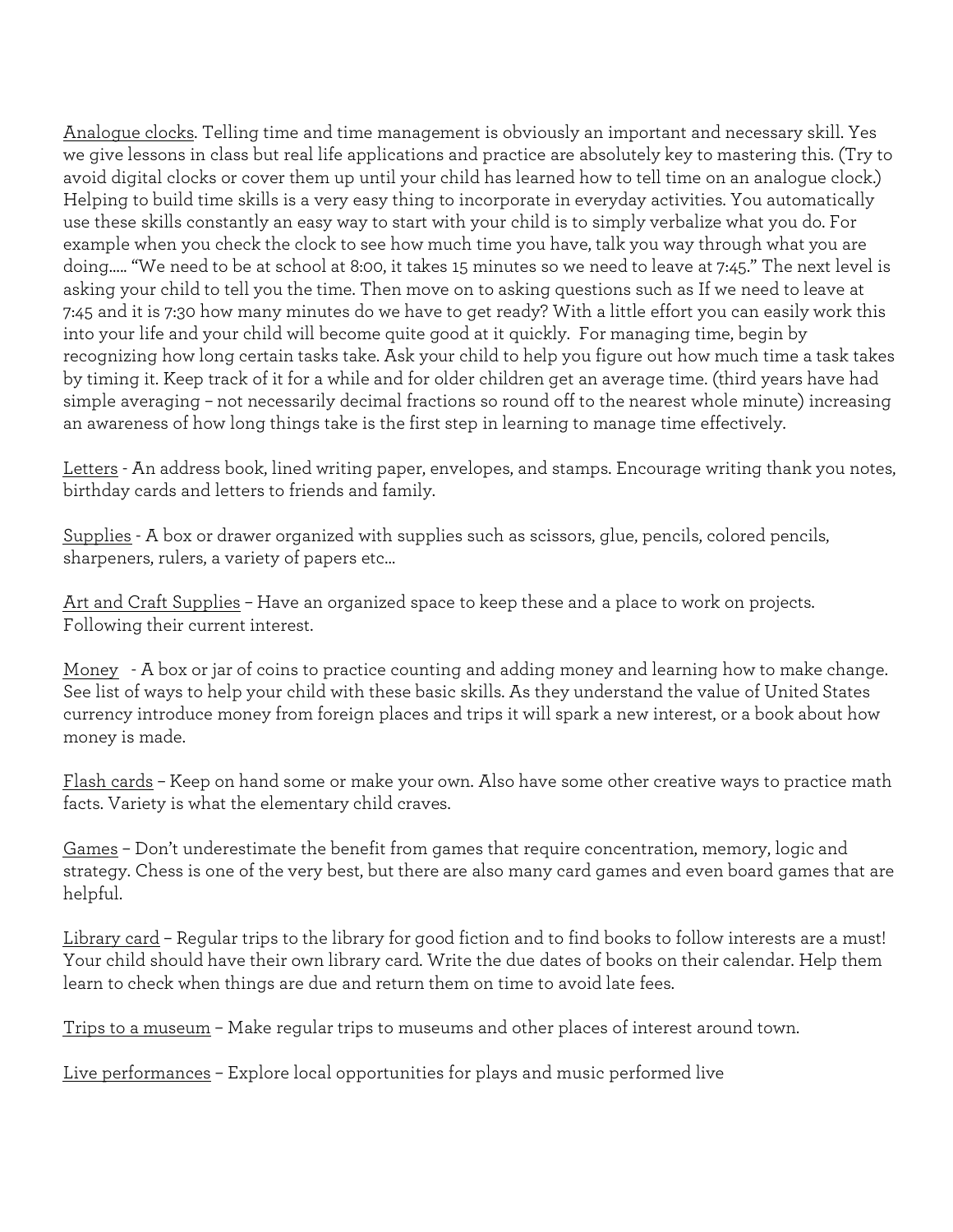<u>Analogue clocks</u>. Telling time and time management is obviously an important and necessary skill. Yes we give lessons in class but real life applications and practice are absolutely key to mastering this. (Try to avoid digital clocks or cover them up until your child has learned how to tell time on an analogue clock.) Helping to build time skills is a very easy thing to incorporate in everyday activities. You automatically use these skills constantly an easy way to start with your child is to simply verbalize what you do. For example when you check the clock to see how much time you have, talk you way through what you are doing….. "We need to be at school at 8:00, it takes 15 minutes so we need to leave at 7:45." The next level is asking your child to tell you the time. Then move on to asking questions such as If we need to leave at 7:45 and it is 7:30 how many minutes do we have to get ready? With a little effort you can easily work this into your life and your child will become quite good at it quickly. For managing time, begin by recognizing how long certain tasks take. Ask your child to help you figure out how much time a task takes by timing it. Keep track of it for a while and for older children get an average time. (third years have had simple averaging – not necessarily decimal fractions so round off to the nearest whole minute) increasing an awareness of how long things take is the first step in learning to manage time effectively.

<u>Letters</u> - An address book, lined writing paper, envelopes, and stamps. Encourage writing thank you notes, birthday cards and letters to friends and family.

<u>Supplies</u> - A box or drawer organized with supplies such as scissors, glue, pencils, colored pencils, sharpeners, rulers, a variety of papers etc…

<u>Art and Craft Supplies</u> – Have an organized space to keep these and a place to work on projects. Following their current interest.

<u>Money</u> - A box or jar of coins to practice counting and adding money and learning how to make change. See list of ways to help your child with these basic skills. As they understand the value of United States currency introduce money from foreign places and trips it will spark a new interest, or a book about how money is made.

<u>Flash cards</u> – Keep on hand some or make your own. Also have some other creative ways to practice math facts. Variety is what the elementary child craves.

<u>Games</u> – Don't underestimate the benefit from games that require concentration, memory, logic and strategy. Chess is one of the very best, but there are also many card games and even board games that are helpful.

<u>Library card</u> – Regular trips to the library for good fiction and to find books to follow interests are a must! Your child should have their own library card. Write the due dates of books on their calendar. Help them learn to check when things are due and return them on time to avoid late fees.

<u>Trips to a museum</u> – Make regular trips to museums and other places of interest around town.

<u>Live performances</u> – Explore local opportunities for plays and music performed live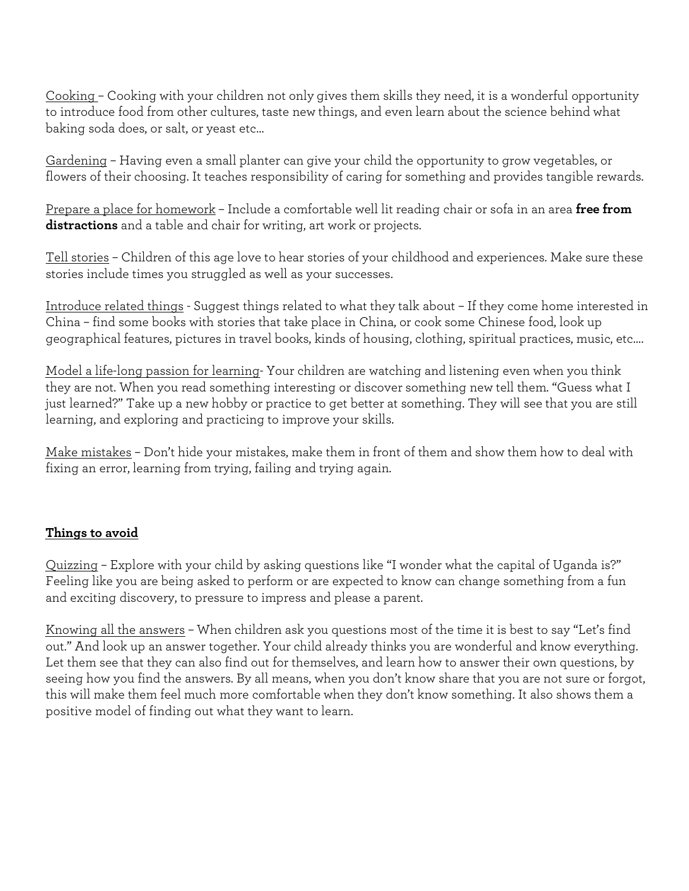<u>Cooking</u> – Cooking with your children not only gives them skills they need, it is a wonderful opportunity to introduce food from other cultures, taste new things, and even learn about the science behind what baking soda does, or salt, or yeast etc…

<u>Gardening</u> – Having even a small planter can give your child the opportunity to grow vegetables, or flowers of their choosing. It teaches responsibility of caring for something and provides tangible rewards.

<u>Prepare a place for homework</u> – Include a comfortable well lit reading chair or sofa in an area **free from distractions** and a table and chair for writing, art work or projects.

<u>Tell stories</u> – Children of this age love to hear stories of your childhood and experiences. Make sure these stories include times you struggled as well as your successes.

<u>Introduce related things</u> - Suggest things related to what they talk about – If they come home interested in China – find some books with stories that take place in China, or cook some Chinese food, look up geographical features, pictures in travel books, kinds of housing, clothing, spiritual practices, music, etc….

<u>Model a life-long passion for learning</u>- Your children are watching and listening even when you think they are not. When you read something interesting or discover something new tell them. "Guess what I just learned?" Take up a new hobby or practice to get better at something. They will see that you are still learning, and exploring and practicing to improve your skills.

<u>Make mistakes</u> – Don't hide your mistakes, make them in front of them and show them how to deal with fixing an error, learning from trying, failing and trying again.

## <u>Things to avoid</u>

<u>Quizzing</u> – Explore with your child by asking questions like "I wonder what the capital of Uganda is?" Feeling like you are being asked to perform or are expected to know can change something from a fun and exciting discovery, to pressure to impress and please a parent.

<u>Knowing all the answers</u> – When children ask you questions most of the time it is best to say "Let's find out." And look up an answer together. Your child already thinks you are wonderful and know everything. Let them see that they can also find out for themselves, and learn how to answer their own questions, by seeing how you find the answers. By all means, when you don't know share that you are not sure or forgot, this will make them feel much more comfortable when they don't know something. It also shows them a positive model of finding out what they want to learn.